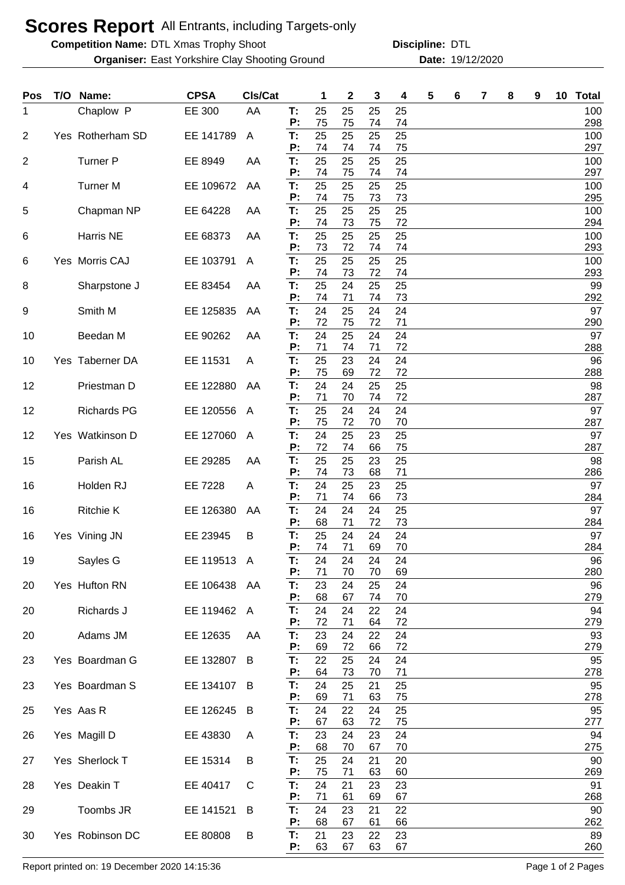# Scores Report All Entrants, including Targets-only

**Competition Name:** DTL Xmas Trophy Shoot **Discipline:** DTL

**Organiser:** East Yorkshire Clay Shooting Ground **Date:** 19/12/2020

| Pos | T/O | Name: | CPSA | Cls/Cat | | 1 | 2 | 3 | 4 | 5 | 6 | 7 | 8 | 9 | 10 | Total |
|---|---|---|---|---|---|---|---|---|---|---|---|---|---|---|---|---|
| 1 | | Chaplow P | EE 300 | AA | T: | 25 | 25 | 25 | 25 | | | | | | | 100 |
| | | | | | P: | 75 | 75 | 74 | 74 | | | | | | | 298 |
| 2 | Yes | Rotherham SD | EE 141789 | A | T: | 25 | 25 | 25 | 25 | | | | | | | 100 |
| | | | | | P: | 74 | 74 | 74 | 75 | | | | | | | 297 |
| 2 | | Turner P | EE 8949 | AA | T: | 25 | 25 | 25 | 25 | | | | | | | 100 |
| | | | | | P: | 74 | 75 | 74 | 74 | | | | | | | 297 |
| 4 | | Turner M | EE 109672 | AA | T: | 25 | 25 | 25 | 25 | | | | | | | 100 |
| | | | | | P: | 74 | 75 | 73 | 73 | | | | | | | 295 |
| 5 | | Chapman NP | EE 64228 | AA | T: | 25 | 25 | 25 | 25 | | | | | | | 100 |
| | | | | | P: | 74 | 73 | 75 | 72 | | | | | | | 294 |
| 6 | | Harris NE | EE 68373 | AA | T: | 25 | 25 | 25 | 25 | | | | | | | 100 |
| | | | | | P: | 73 | 72 | 74 | 74 | | | | | | | 293 |
| 6 | Yes | Morris CAJ | EE 103791 | A | T: | 25 | 25 | 25 | 25 | | | | | | | 100 |
| | | | | | P: | 74 | 73 | 72 | 74 | | | | | | | 293 |
| 8 | | Sharpstone J | EE 83454 | AA | T: | 25 | 24 | 25 | 25 | | | | | | | 99 |
| | | | | | P: | 74 | 71 | 74 | 73 | | | | | | | 292 |
| 9 | | Smith M | EE 125835 | AA | T: | 24 | 25 | 24 | 24 | | | | | | | 97 |
| | | | | | P: | 72 | 75 | 72 | 71 | | | | | | | 290 |
| 10 | | Beedan M | EE 90262 | AA | T: | 24 | 25 | 24 | 24 | | | | | | | 97 |
| | | | | | P: | 71 | 74 | 71 | 72 | | | | | | | 288 |
| 10 | Yes | Taberner DA | EE 11531 | A | T: | 25 | 23 | 24 | 24 | | | | | | | 96 |
| | | | | | P: | 75 | 69 | 72 | 72 | | | | | | | 288 |
| 12 | | Priestman D | EE 122880 | AA | T: | 24 | 24 | 25 | 25 | | | | | | | 98 |
| | | | | | P: | 71 | 70 | 74 | 72 | | | | | | | 287 |
| 12 | | Richards PG | EE 120556 | A | T: | 25 | 24 | 24 | 24 | | | | | | | 97 |
| | | | | | P: | 75 | 72 | 70 | 70 | | | | | | | 287 |
| 12 | Yes | Watkinson D | EE 127060 | A | T: | 24 | 25 | 23 | 25 | | | | | | | 97 |
| | | | | | P: | 72 | 74 | 66 | 75 | | | | | | | 287 |
| 15 | | Parish AL | EE 29285 | AA | T: | 25 | 25 | 23 | 25 | | | | | | | 98 |
| | | | | | P: | 74 | 73 | 68 | 71 | | | | | | | 286 |
| 16 | | Holden RJ | EE 7228 | A | T: | 24 | 25 | 23 | 25 | | | | | | | 97 |
| | | | | | P: | 71 | 74 | 66 | 73 | | | | | | | 284 |
| 16 | | Ritchie K | EE 126380 | AA | T: | 24 | 24 | 24 | 25 | | | | | | | 97 |
| | | | | | P: | 68 | 71 | 72 | 73 | | | | | | | 284 |
| 16 | Yes | Vining JN | EE 23945 | B | T: | 25 | 24 | 24 | 24 | | | | | | | 97 |
| | | | | | P: | 74 | 71 | 69 | 70 | | | | | | | 284 |
| 19 | | Sayles G | EE 119513 | A | T: | 24 | 24 | 24 | 24 | | | | | | | 96 |
| | | | | | P: | 71 | 70 | 70 | 69 | | | | | | | 280 |
| 20 | Yes | Hufton RN | EE 106438 | AA | T: | 23 | 24 | 25 | 24 | | | | | | | 96 |
| | | | | | P: | 68 | 67 | 74 | 70 | | | | | | | 279 |
| 20 | | Richards J | EE 119462 | A | T: | 24 | 24 | 22 | 24 | | | | | | | 94 |
| | | | | | P: | 72 | 71 | 64 | 72 | | | | | | | 279 |
| 20 | | Adams JM | EE 12635 | AA | T: | 23 | 24 | 22 | 24 | | | | | | | 93 |
| | | | | | P: | 69 | 72 | 66 | 72 | | | | | | | 279 |
| 23 | Yes | Boardman G | EE 132807 | B | T: | 22 | 25 | 24 | 24 | | | | | | | 95 |
| | | | | | P: | 64 | 73 | 70 | 71 | | | | | | | 278 |
| 23 | Yes | Boardman S | EE 134107 | B | T: | 24 | 25 | 21 | 25 | | | | | | | 95 |
| | | | | | P: | 69 | 71 | 63 | 75 | | | | | | | 278 |
| 25 | Yes | Aas R | EE 126245 | B | T: | 24 | 22 | 24 | 25 | | | | | | | 95 |
| | | | | | P: | 67 | 63 | 72 | 75 | | | | | | | 277 |
| 26 | Yes | Magill D | EE 43830 | A | T: | 23 | 24 | 23 | 24 | | | | | | | 94 |
| | | | | | P: | 68 | 70 | 67 | 70 | | | | | | | 275 |
| 27 | Yes | Sherlock T | EE 15314 | B | T: | 25 | 24 | 21 | 20 | | | | | | | 90 |
| | | | | | P: | 75 | 71 | 63 | 60 | | | | | | | 269 |
| 28 | Yes | Deakin T | EE 40417 | C | T: | 24 | 21 | 23 | 23 | | | | | | | 91 |
| | | | | | P: | 71 | 61 | 69 | 67 | | | | | | | 268 |
| 29 | | Toombs JR | EE 141521 | B | T: | 24 | 23 | 21 | 22 | | | | | | | 90 |
| | | | | | P: | 68 | 67 | 61 | 66 | | | | | | | 262 |
| 30 | Yes | Robinson DC | EE 80808 | B | T: | 21 | 23 | 22 | 23 | | | | | | | 89 |
| | | | | | P: | 63 | 67 | 63 | 67 | | | | | | | 260 |

Report printed on: 19 December 2020 14:15:36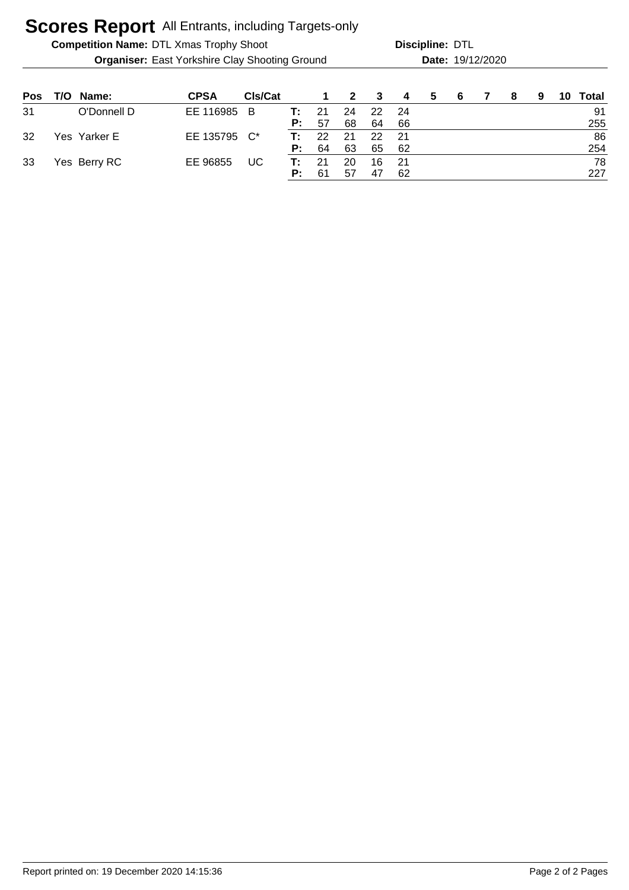# Scores Report All Entrants, including Targets-only

**Competition Name:** DTL Xmas Trophy Shoot **Discipline:** DTL

**Organiser:** East Yorkshire Clay Shooting Ground **Date:** 19/12/2020

| Pos | T/O | Name: | CPSA | Cls/Cat | | 1 | 2 | 3 | 4 | 5 | 6 | 7 | 8 | 9 | 10 | Total |
|---|---|---|---|---|---|---|---|---|---|---|---|---|---|---|---|---|
| 31 | | O'Donnell D | EE 116985 | B | T: | 21 | 24 | 22 | 24 | | | | | | | 91 |
| | | | | | P: | 57 | 68 | 64 | 66 | | | | | | | 255 |
| 32 | Yes | Yarker E | EE 135795 | C* | T: | 22 | 21 | 22 | 21 | | | | | | | 86 |
| | | | | | P: | 64 | 63 | 65 | 62 | | | | | | | 254 |
| 33 | Yes | Berry RC | EE 96855 | UC | T: | 21 | 20 | 16 | 21 | | | | | | | 78 |
| | | | | | P: | 61 | 57 | 47 | 62 | | | | | | | 227 |

Report printed on: 19 December 2020 14:15:36